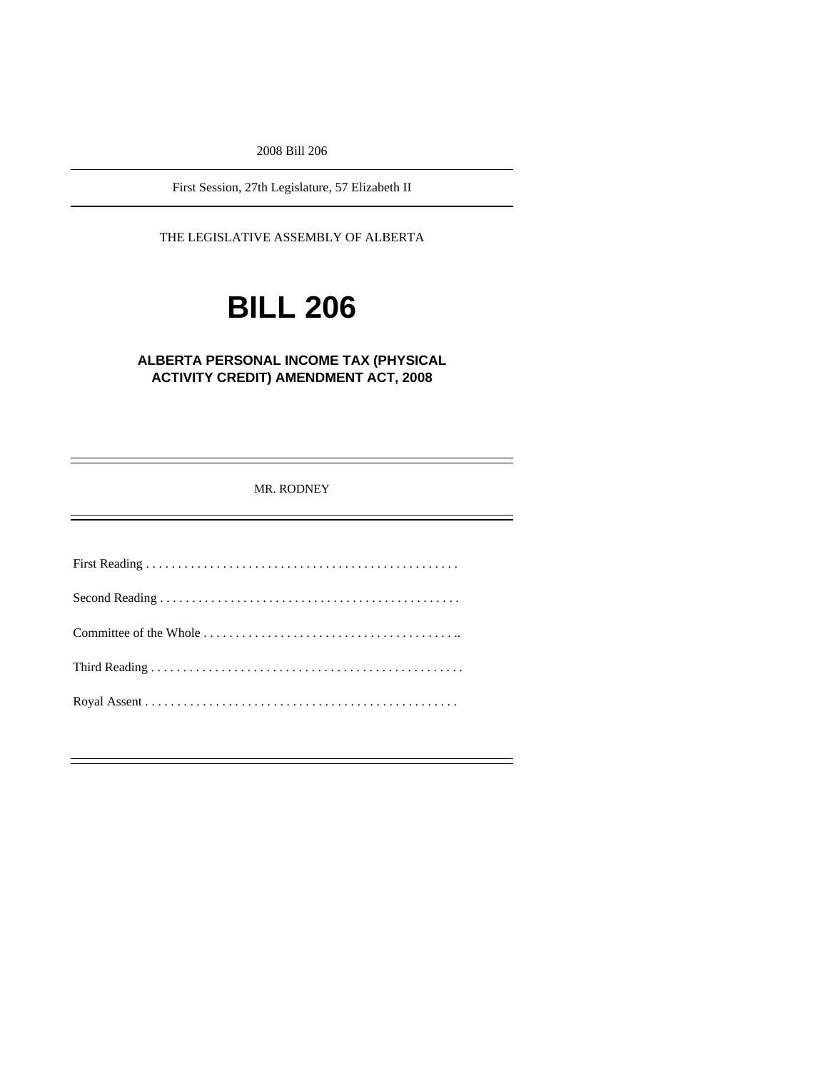2008 Bill 206

First Session, 27th Legislature, 57 Elizabeth II

THE LEGISLATIVE ASSEMBLY OF ALBERTA

# BILL 206

## ALBERTA PERSONAL INCOME TAX (PHYSICAL ACTIVITY CREDIT) AMENDMENT ACT, 2008

MR. RODNEY

First Reading . . . . . . . . . . . . . . . . . . . . . . . . . . . . . . . . . . . . . . . . . . . . . . . . .

Second Reading . . . . . . . . . . . . . . . . . . . . . . . . . . . . . . . . . . . . . . . . . . . . . . .

Committee of the Whole . . . . . . . . . . . . . . . . . . . . . . . . . . . . . . . . . . . . . . . ..

Third Reading . . . . . . . . . . . . . . . . . . . . . . . . . . . . . . . . . . . . . . . . . . . . . . . . .

Royal Assent . . . . . . . . . . . . . . . . . . . . . . . . . . . . . . . . . . . . . . . . . . . . . . . . .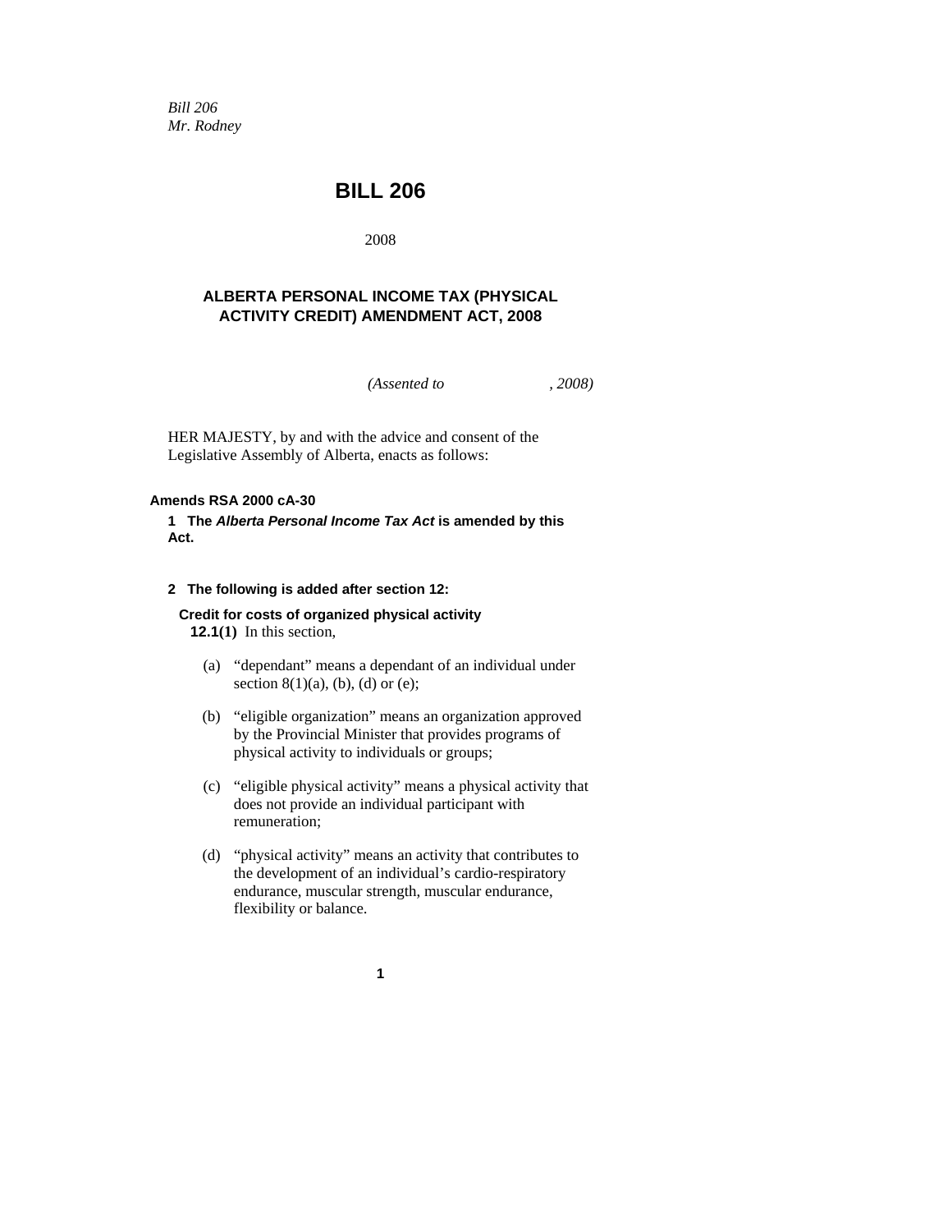*Bill 206*
*Mr. Rodney*

# BILL 206

2008

## ALBERTA PERSONAL INCOME TAX (PHYSICAL ACTIVITY CREDIT) AMENDMENT ACT, 2008

*(Assented to , 2008)*

HER MAJESTY, by and with the advice and consent of the Legislative Assembly of Alberta, enacts as follows:

**Amends RSA 2000 cA-30**

**1 The *Alberta Personal Income Tax Act* is amended by this Act.**

**2 The following is added after section 12:**

**Credit for costs of organized physical activity**

**12.1(1)** In this section,

(a) "dependant" means a dependant of an individual under section 8(1)(a), (b), (d) or (e);

(b) "eligible organization" means an organization approved by the Provincial Minister that provides programs of physical activity to individuals or groups;

(c) "eligible physical activity" means a physical activity that does not provide an individual participant with remuneration;

(d) "physical activity" means an activity that contributes to the development of an individual's cardio-respiratory endurance, muscular strength, muscular endurance, flexibility or balance.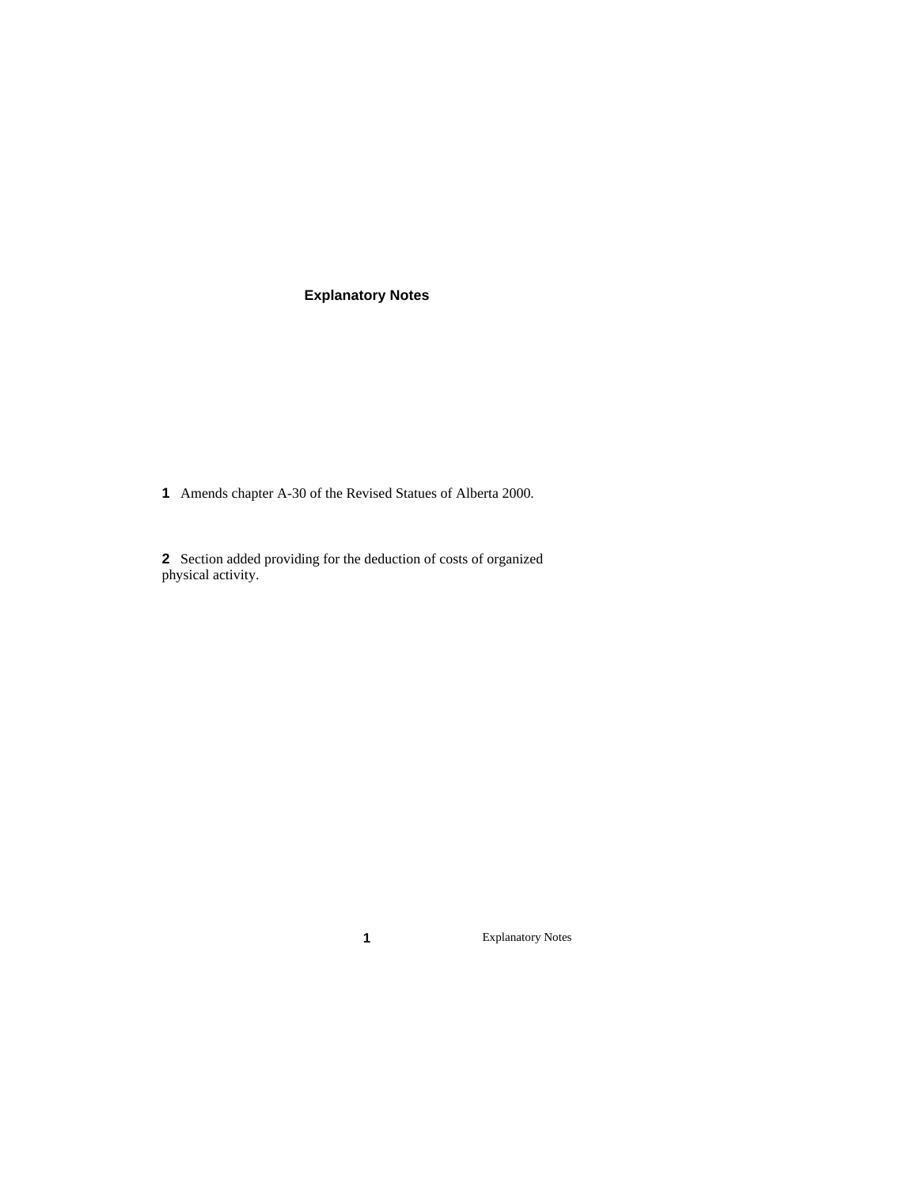# Explanatory Notes

**1** Amends chapter A-30 of the Revised Statues of Alberta 2000.

**2** Section added providing for the deduction of costs of organized physical activity.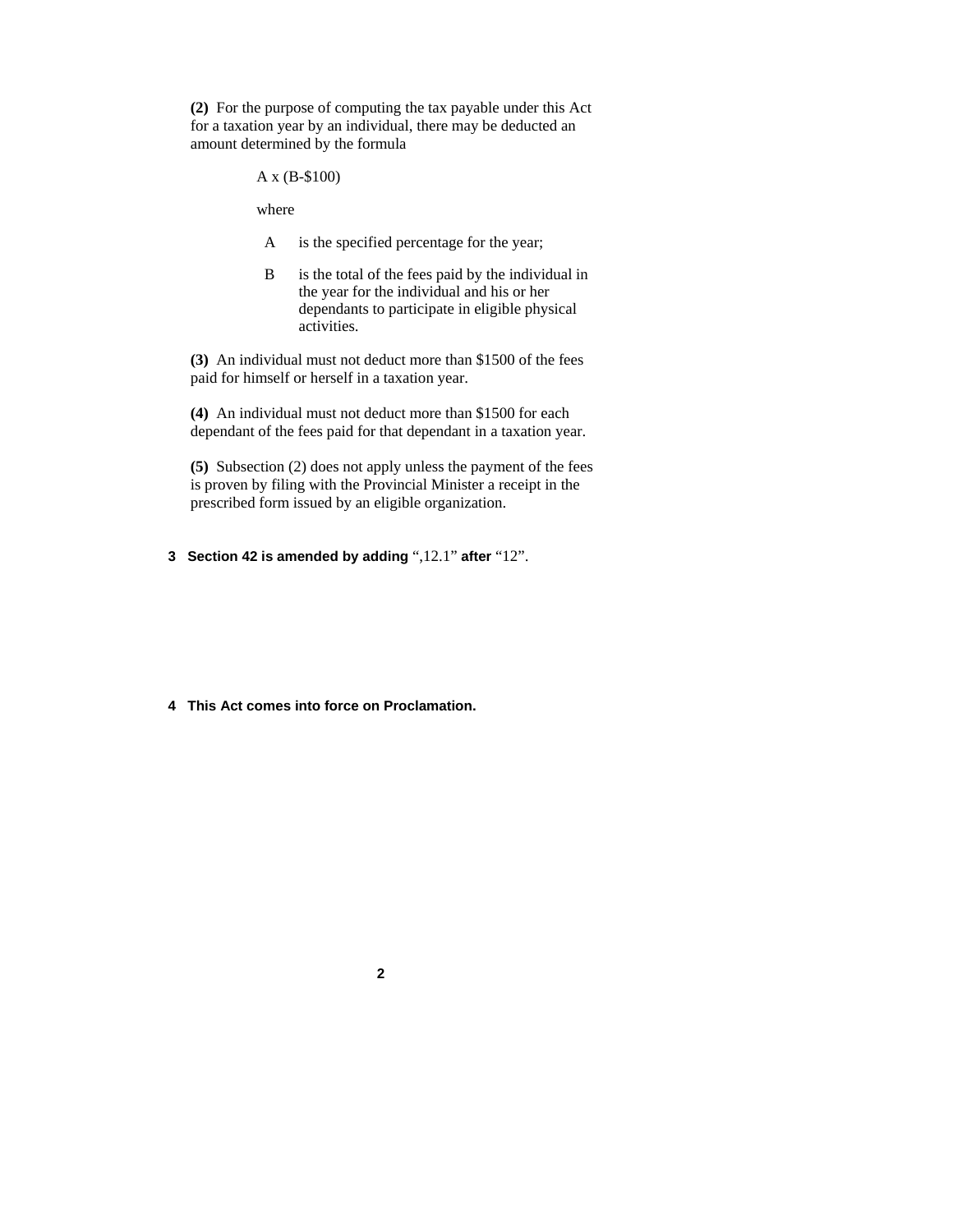**(2)** For the purpose of computing the tax payable under this Act for a taxation year by an individual, there may be deducted an amount determined by the formula

$$A \times (B - \$100)$$

where

A  is the specified percentage for the year;

B  is the total of the fees paid by the individual in the year for the individual and his or her dependants to participate in eligible physical activities.

**(3)** An individual must not deduct more than $1500 of the fees paid for himself or herself in a taxation year.

**(4)** An individual must not deduct more than $1500 for each dependant of the fees paid for that dependant in a taxation year.

**(5)** Subsection (2) does not apply unless the payment of the fees is proven by filing with the Provincial Minister a receipt in the prescribed form issued by an eligible organization.

**3 Section 42 is amended by adding** ",12.1" **after** "12".

**4 This Act comes into force on Proclamation.**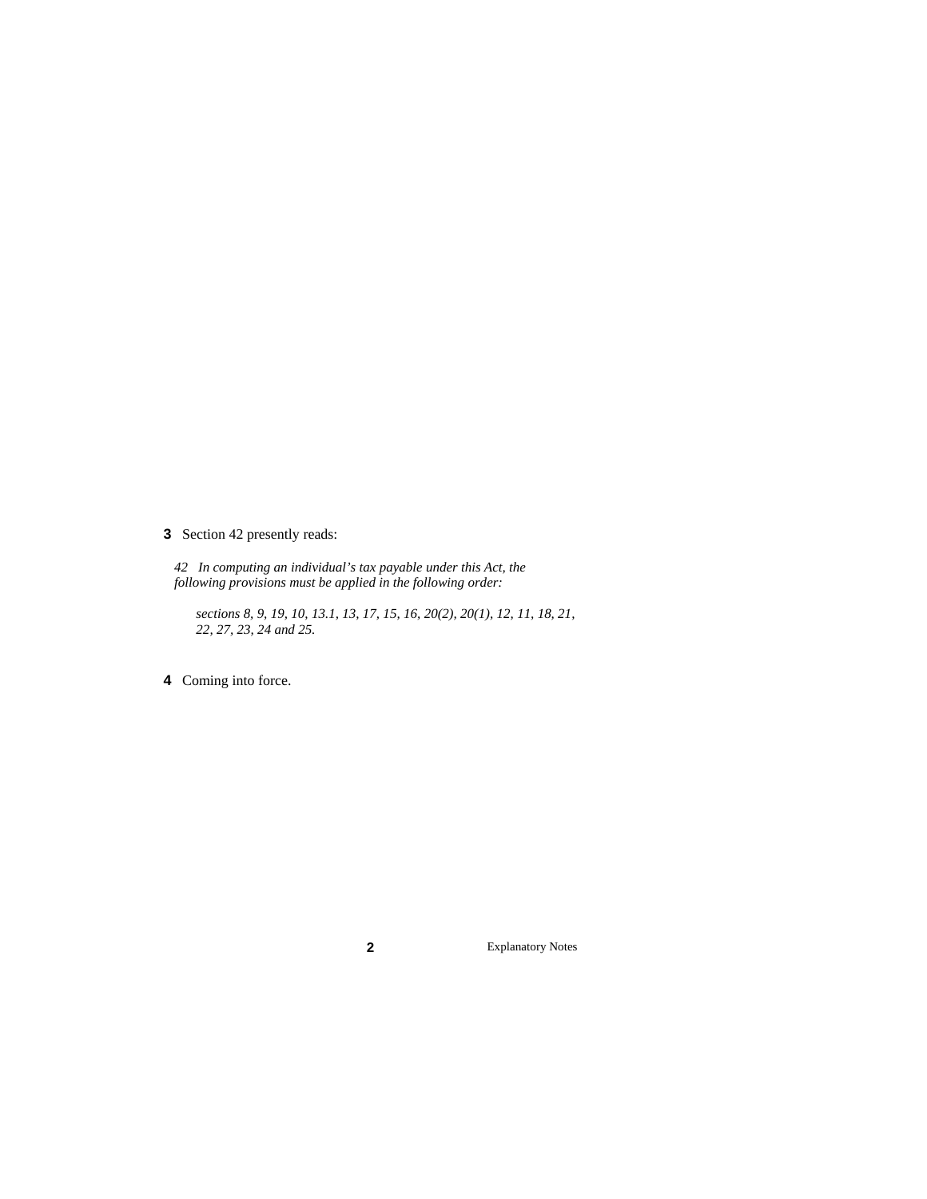**3** Section 42 presently reads:

*42 In computing an individual's tax payable under this Act, the following provisions must be applied in the following order:*

> *sections 8, 9, 19, 10, 13.1, 13, 17, 15, 16, 20(2), 20(1), 12, 11, 18, 21, 22, 27, 23, 24 and 25.*

**4** Coming into force.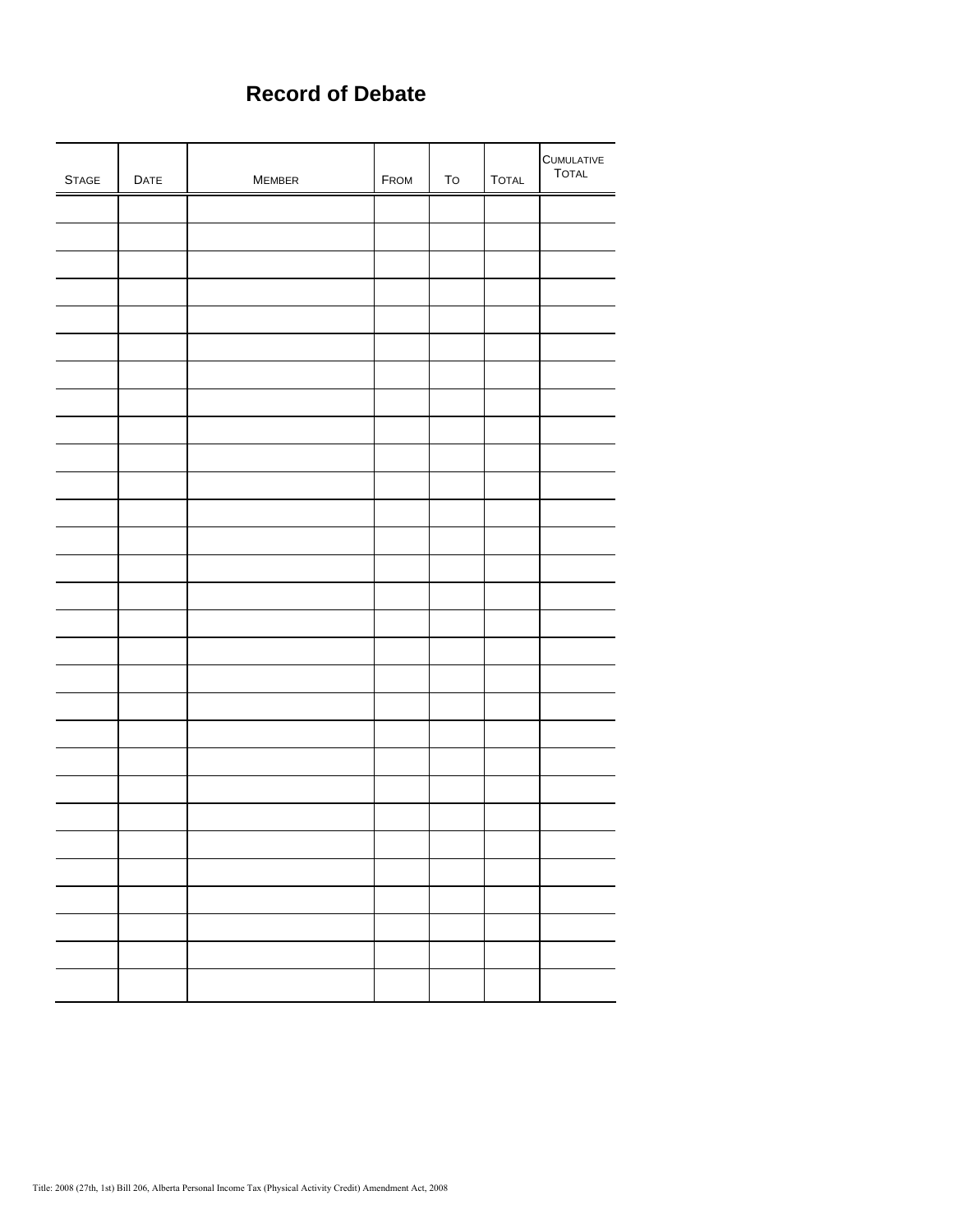# Record of Debate

| Stage | Date | Member | From | To | Total | Cumulative Total |
|---|---|---|---|---|---|---|
| | | | | | | |
| | | | | | | |
| | | | | | | |
| | | | | | | |
| | | | | | | |
| | | | | | | |
| | | | | | | |
| | | | | | | |
| | | | | | | |
| | | | | | | |
| | | | | | | |
| | | | | | | |
| | | | | | | |
| | | | | | | |
| | | | | | | |
| | | | | | | |
| | | | | | | |
| | | | | | | |
| | | | | | | |
| | | | | | | |
| | | | | | | |
| | | | | | | |
| | | | | | | |
| | | | | | | |
| | | | | | | |
| | | | | | | |
| | | | | | | |
| | | | | | | |
| | | | | | | |

Title: 2008 (27th, 1st) Bill 206, Alberta Personal Income Tax (Physical Activity Credit) Amendment Act, 2008